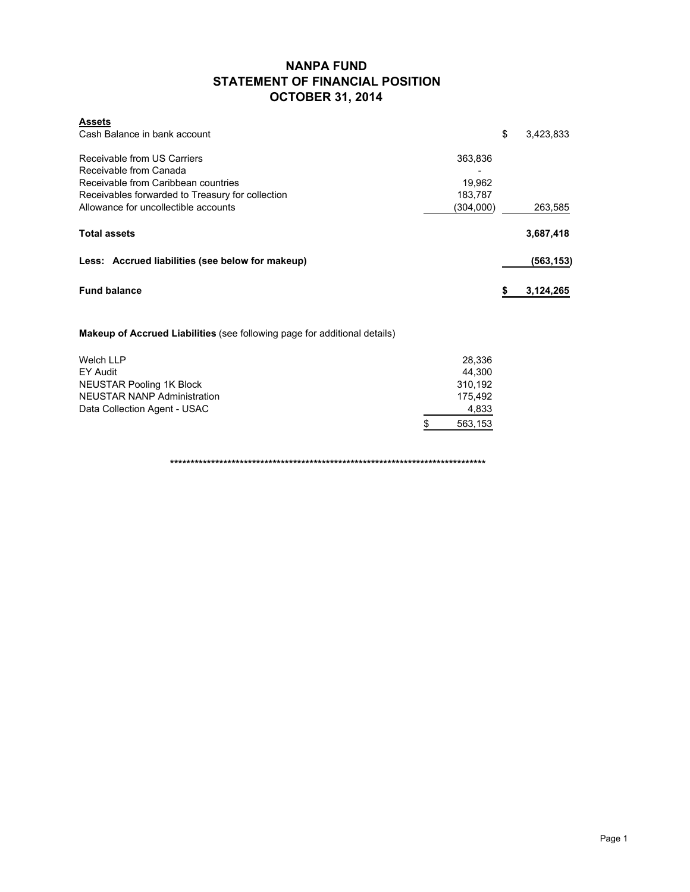# NANPA FUND
## STATEMENT OF FINANCIAL POSITION
## OCTOBER 31, 2014

| | | |
|---|---|---|
| **Assets** | | |
| Cash Balance in bank account | | $ 3,423,833 |
| | | |
| Receivable from US Carriers | 363,836 | |
| Receivable from Canada | - | |
| Receivable from Caribbean countries | 19,962 | |
| Receivables forwarded to Treasury for collection | 183,787 | |
| Allowance for uncollectible accounts | (304,000) | 263,585 |
| | | |
| **Total assets** | | **3,687,418** |
| | | |
| **Less: Accrued liabilities (see below for makeup)** | | **(563,153)** |
| | | |
| **Fund balance** | | **$ 3,124,265** |

**Makeup of Accrued Liabilities** (see following page for additional details)

| | |
|---|---|
| Welch LLP | 28,336 |
| EY Audit | 44,300 |
| NEUSTAR Pooling 1K Block | 310,192 |
| NEUSTAR NANP Administration | 175,492 |
| Data Collection Agent - USAC | 4,833 |
| | $ 563,153 |

********************************************************************************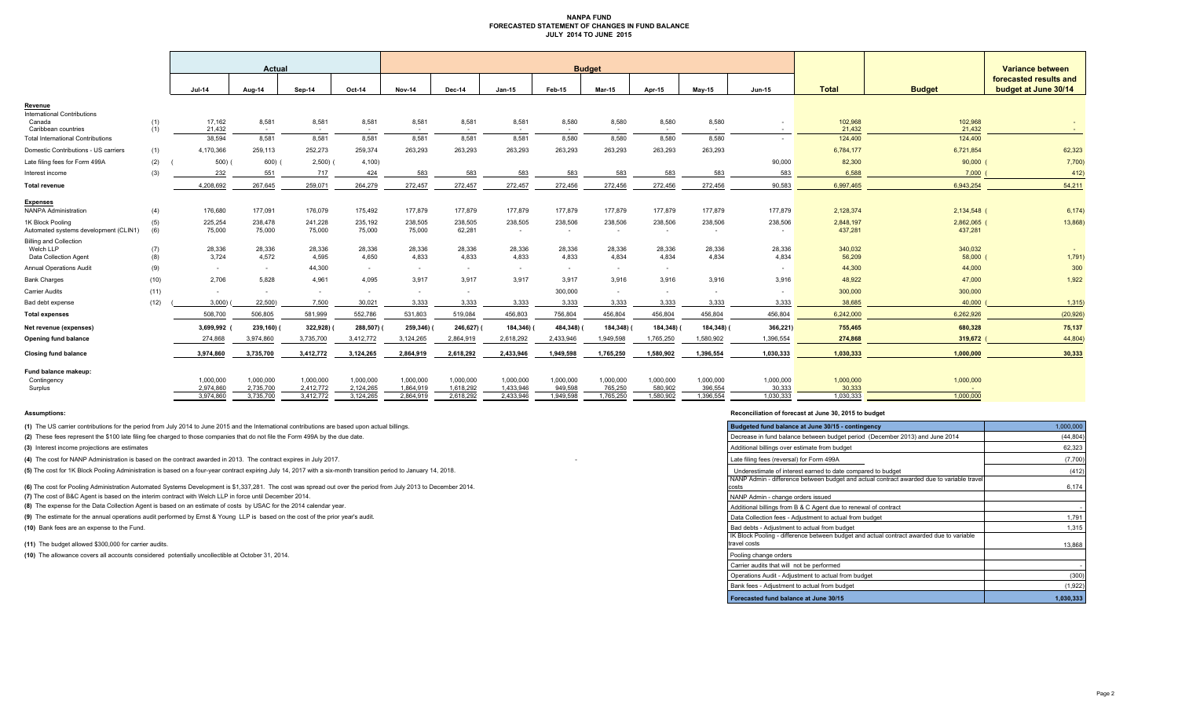# NANPA FUND
## FORECASTED STATEMENT OF CHANGES IN FUND BALANCE
## JULY 2014 TO JUNE 2015

| | | Actual | | | | Budget | | | | | | | | | | Variance between forecasted results and budget at June 30/14 |
|---|---|---|---|---|---|---|---|---|---|---|---|---|---|---|---|---|
| | | Jul-14 | Aug-14 | Sep-14 | Oct-14 | Nov-14 | Dec-14 | Jan-15 | Feb-15 | Mar-15 | Apr-15 | May-15 | Jun-15 | Total | Budget | |
| **Revenue** | | | | | | | | | | | | | | | | |
| International Contributions | | | | | | | | | | | | | | | | |
| Canada | (1) | 17,162 | 8,581 | 8,581 | 8,581 | 8,581 | 8,581 | 8,581 | 8,580 | 8,580 | 8,580 | 8,580 | - | 102,968 | 102,968 | - |
| Caribbean countries | (1) | 21,432 | - | - | - | - | - | - | - | - | - | - | - | 21,432 | 21,432 | - |
| Total International Contributions | | 38,594 | 8,581 | 8,581 | 8,581 | 8,581 | 8,581 | 8,581 | 8,580 | 8,580 | 8,580 | 8,580 | - | 124,400 | 124,400 | |
| Domestic Contributions - US carriers | (1) | 4,170,366 | 259,113 | 252,273 | 259,374 | 263,293 | 263,293 | 263,293 | 263,293 | 263,293 | 263,293 | 263,293 | | 6,784,177 | 6,721,854 | 62,323 |
| Late filing fees for Form 499A | (2) | (500) | (600) | (2,500) | (4,100) | | | | | | | | 90,000 | 82,300 | 90,000 | (7,700) |
| Interest income | (3) | 232 | 551 | 717 | 424 | 583 | 583 | 583 | 583 | 583 | 583 | 583 | 583 | 6,588 | 7,000 | (412) |
| **Total revenue** | | 4,208,692 | 267,645 | 259,071 | 264,279 | 272,457 | 272,457 | 272,457 | 272,456 | 272,456 | 272,456 | 272,456 | 90,583 | 6,997,465 | 6,943,254 | 54,211 |
| **Expenses** | | | | | | | | | | | | | | | | |
| NANPA Administration | (4) | 176,680 | 177,091 | 176,079 | 175,492 | 177,879 | 177,879 | 177,879 | 177,879 | 177,879 | 177,879 | 177,879 | 177,879 | 2,128,374 | 2,134,548 | (6,174) |
| 1K Block Pooling | (5) | 225,254 | 238,478 | 241,228 | 235,192 | 238,505 | 238,505 | 238,505 | 238,506 | 238,506 | 238,506 | 238,506 | 238,506 | 2,848,197 | 2,862,065 | (13,868) |
| Automated systems development (CLIN1) | (6) | 75,000 | 75,000 | 75,000 | 75,000 | 75,000 | 62,281 | - | - | - | - | - | - | 437,281 | 437,281 | |
| Billing and Collection | | | | | | | | | | | | | | | | |
| Welch LLP | (7) | 28,336 | 28,336 | 28,336 | 28,336 | 28,336 | 28,336 | 28,336 | 28,336 | 28,336 | 28,336 | 28,336 | 28,336 | 340,032 | 340,032 | - |
| Data Collection Agent | (8) | 3,724 | 4,572 | 4,595 | 4,650 | 4,833 | 4,833 | 4,833 | 4,833 | 4,834 | 4,834 | 4,834 | 4,834 | 56,209 | 58,000 | (1,791) |
| Annual Operations Audit | (9) | - | - | 44,300 | - | - | - | - | - | - | - | | - | 44,300 | 44,000 | 300 |
| Bank Charges | (10) | 2,706 | 5,828 | 4,961 | 4,095 | 3,917 | 3,917 | 3,917 | 3,917 | 3,916 | 3,916 | 3,916 | 3,916 | 48,922 | 47,000 | 1,922 |
| Carrier Audits | (11) | - | - | - | - | - | - | | 300,000 | - | - | - | - | 300,000 | 300,000 | |
| Bad debt expense | (12) | (3,000) | (22,500) | 7,500 | 30,021 | 3,333 | 3,333 | 3,333 | 3,333 | 3,333 | 3,333 | 3,333 | 3,333 | 38,685 | 40,000 | (1,315) |
| **Total expenses** | | 508,700 | 506,805 | 581,999 | 552,786 | 531,803 | 519,084 | 456,803 | 756,804 | 456,804 | 456,804 | 456,804 | 456,804 | 6,242,000 | 6,262,926 | (20,926) |
| **Net revenue (expenses)** | | 3,699,992 | (239,160) | (322,928) | (288,507) | (259,346) | (246,627) | (184,346) | (484,348) | (184,348) | (184,348) | (184,348) | (366,221) | 755,465 | 680,328 | 75,137 |
| **Opening fund balance** | | 274,868 | 3,974,860 | 3,735,700 | 3,412,772 | 3,124,265 | 2,864,919 | 2,618,292 | 2,433,946 | 1,949,598 | 1,765,250 | 1,580,902 | 1,396,554 | 274,868 | 319,672 | (44,804) |
| **Closing fund balance** | | 3,974,860 | 3,735,700 | 3,412,772 | 3,124,265 | 2,864,919 | 2,618,292 | 2,433,946 | 1,949,598 | 1,765,250 | 1,580,902 | 1,396,554 | 1,030,333 | 1,030,333 | 1,000,000 | 30,333 |
| **Fund balance makeup:** | | | | | | | | | | | | | | | | |
| Contingency | | 1,000,000 | 1,000,000 | 1,000,000 | 1,000,000 | 1,000,000 | 1,000,000 | 1,000,000 | 1,000,000 | 1,000,000 | 1,000,000 | 1,000,000 | 1,000,000 | 1,000,000 | 1,000,000 | |
| Surplus | | 2,974,860 | 2,735,700 | 2,412,772 | 2,124,265 | 1,864,919 | 1,618,292 | 1,433,946 | 949,598 | 765,250 | 580,902 | 396,554 | 30,333 | 30,333 | - | |
| | | 3,974,860 | 3,735,700 | 3,412,772 | 3,124,265 | 2,864,919 | 2,618,292 | 2,433,946 | 1,949,598 | 1,765,250 | 1,580,902 | 1,396,554 | 1,030,333 | 1,030,333 | 1,000,000 | |

**Assumptions:**

**(1)** The US carrier contributions for the period from July 2014 to June 2015 and the International contributions are based upon actual billings.

**(2)** These fees represent the $100 late filing fee charged to those companies that do not file the Form 499A by the due date.

**(3)** Interest income projections are estimates

**(4)** The cost for NANP Administration is based on the contract awarded in 2013. The contract expires in July 2017.

**(5)** The cost for 1K Block Pooling Administration is based on a four-year contract expiring July 14, 2017 with a six-month transition period to January 14, 2018.

**(6)** The cost for Pooling Administration Automated Systems Development is $1,337,281. The cost was spread out over the period from July 2013 to December 2014.

**(7)** The cost of B&C Agent is based on the interim contract with Welch LLP in force until December 2014.

**(8)** The expense for the Data Collection Agent is based on an estimate of costs by USAC for the 2014 calendar year.

**(9)** The estimate for the annual operations audit performed by Ernst & Young LLP is based on the cost of the prior year's audit.

**(10)** Bank fees are an expense to the Fund.

**(11)** The budget allowed $300,000 for carrier audits.

**(10)** The allowance covers all accounts considered potentially uncollectible at October 31, 2014.

**Reconciliation of forecast at June 30, 2015 to budget**

| | |
|---|---|
| **Budgeted fund balance at June 30/15 - contingency** | 1,000,000 |
| Decrease in fund balance between budget period (December 2013) and June 2014 | (44,804) |
| Additional billings over estimate from budget | 62,323 |
| Late filing fees (reversal) for Form 499A | (7,700) |
| Underestimate of interest earned to date compared to budget | (412) |
| NANP Admin - difference between budget and actual contract awarded due to variable travel costs | 6,174 |
| NANP Admin - change orders issued | |
| Additional billings from B & C Agent due to renewal of contract | - |
| Data Collection fees - Adjustment to actual from budget | 1,791 |
| Bad debts - Adjustment to actual from budget | 1,315 |
| IK Block Pooling - difference between budget and actual contract awarded due to variable travel costs | 13,868 |
| Pooling change orders | |
| Carrier audits that will not be performed | - |
| Operations Audit - Adjustment to actual from budget | (300) |
| Bank fees - Adjustment to actual from budget | (1,922) |
| **Forecasted fund balance at June 30/15** | **1,030,333** |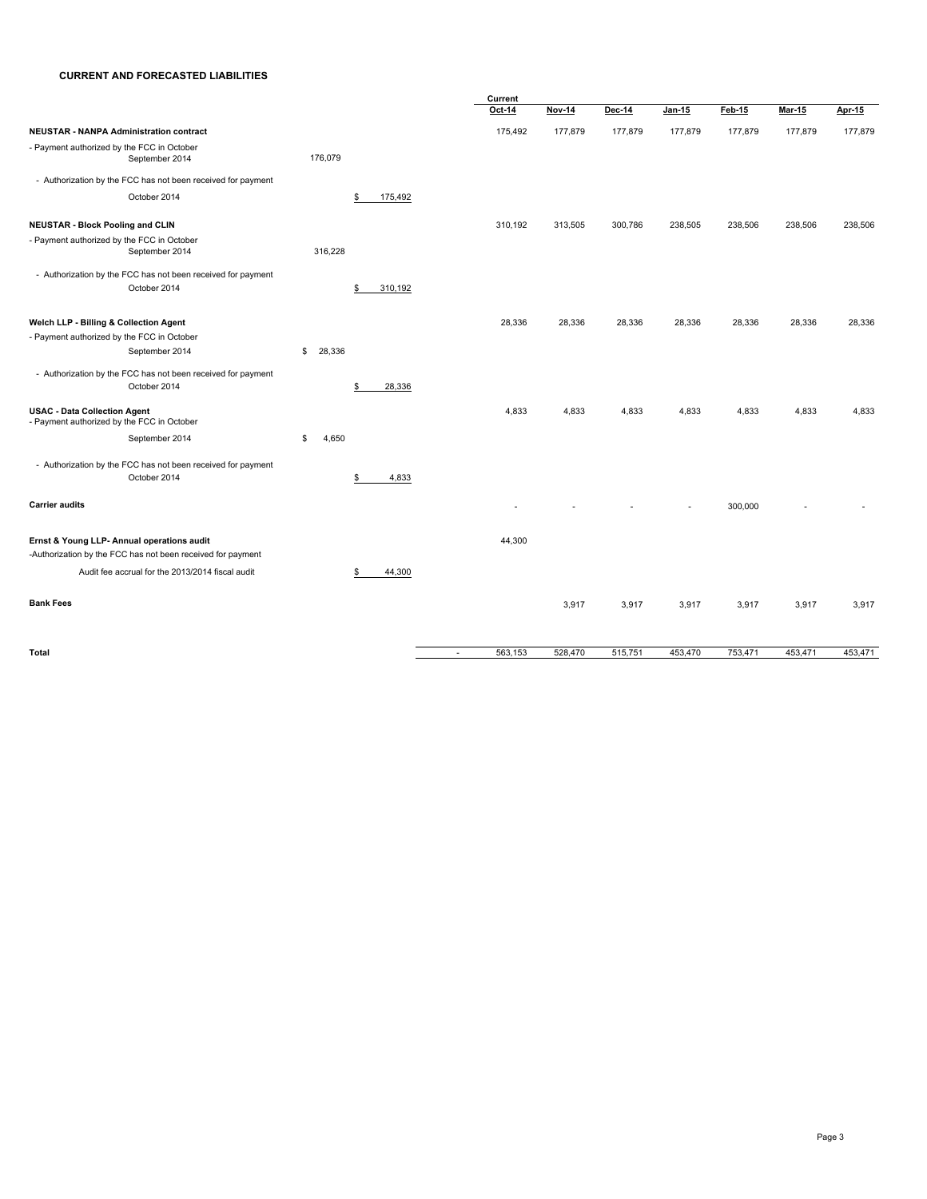**CURRENT AND FORECASTED LIABILITIES**

| | | | | Current Oct-14 | Nov-14 | Dec-14 | Jan-15 | Feb-15 | Mar-15 | Apr-15 |
|---|---|---|---|---|---|---|---|---|---|---|
| **NEUSTAR - NANPA Administration contract** | | | | 175,492 | 177,879 | 177,879 | 177,879 | 177,879 | 177,879 | 177,879 |
| - Payment authorized by the FCC in October September 2014 | 176,079 | | | | | | | | | |
| - Authorization by the FCC has not been received for payment October 2014 | | $ 175,492 | | | | | | | | |
| **NEUSTAR - Block Pooling and CLIN** | | | | 310,192 | 313,505 | 300,786 | 238,505 | 238,506 | 238,506 | 238,506 |
| - Payment authorized by the FCC in October September 2014 | 316,228 | | | | | | | | | |
| - Authorization by the FCC has not been received for payment October 2014 | | $ 310,192 | | | | | | | | |
| **Welch LLP - Billing & Collection Agent** | | | | 28,336 | 28,336 | 28,336 | 28,336 | 28,336 | 28,336 | 28,336 |
| - Payment authorized by the FCC in October September 2014 | $ 28,336 | | | | | | | | | |
| - Authorization by the FCC has not been received for payment October 2014 | | $ 28,336 | | | | | | | | |
| **USAC - Data Collection Agent** | | | | 4,833 | 4,833 | 4,833 | 4,833 | 4,833 | 4,833 | 4,833 |
| - Payment authorized by the FCC in October September 2014 | $ 4,650 | | | | | | | | | |
| - Authorization by the FCC has not been received for payment October 2014 | | $ 4,833 | | | | | | | | |
| **Carrier audits** | | | | - | - | - | - | 300,000 | - | - |
| **Ernst & Young LLP- Annual operations audit** | | | | 44,300 | | | | | | |
| -Authorization by the FCC has not been received for payment Audit fee accrual for the 2013/2014 fiscal audit | | $ 44,300 | | | | | | | | |
| **Bank Fees** | | | | | 3,917 | 3,917 | 3,917 | 3,917 | 3,917 | 3,917 |
| **Total** | | | - | 563,153 | 528,470 | 515,751 | 453,470 | 753,471 | 453,471 | 453,471 |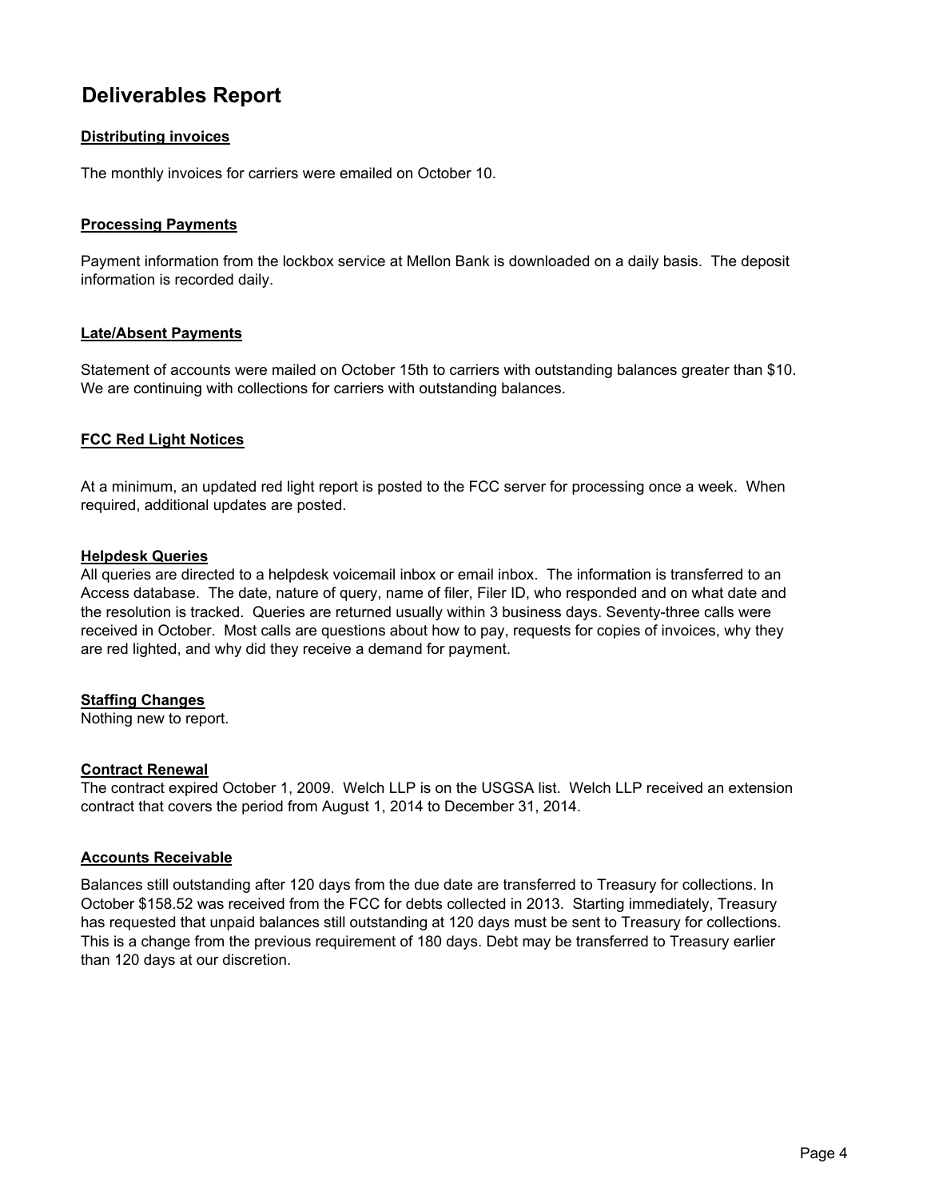# Deliverables Report

**Distributing invoices**

The monthly invoices for carriers were emailed on October 10.

**Processing Payments**

Payment information from the lockbox service at Mellon Bank is downloaded on a daily basis. The deposit information is recorded daily.

**Late/Absent Payments**

Statement of accounts were mailed on October 15th to carriers with outstanding balances greater than $10. We are continuing with collections for carriers with outstanding balances.

**FCC Red Light Notices**

At a minimum, an updated red light report is posted to the FCC server for processing once a week. When required, additional updates are posted.

**Helpdesk Queries**

All queries are directed to a helpdesk voicemail inbox or email inbox. The information is transferred to an Access database. The date, nature of query, name of filer, Filer ID, who responded and on what date and the resolution is tracked. Queries are returned usually within 3 business days. Seventy-three calls were received in October. Most calls are questions about how to pay, requests for copies of invoices, why they are red lighted, and why did they receive a demand for payment.

**Staffing Changes**

Nothing new to report.

**Contract Renewal**

The contract expired October 1, 2009. Welch LLP is on the USGSA list. Welch LLP received an extension contract that covers the period from August 1, 2014 to December 31, 2014.

**Accounts Receivable**

Balances still outstanding after 120 days from the due date are transferred to Treasury for collections. In October $158.52 was received from the FCC for debts collected in 2013. Starting immediately, Treasury has requested that unpaid balances still outstanding at 120 days must be sent to Treasury for collections. This is a change from the previous requirement of 180 days. Debt may be transferred to Treasury earlier than 120 days at our discretion.